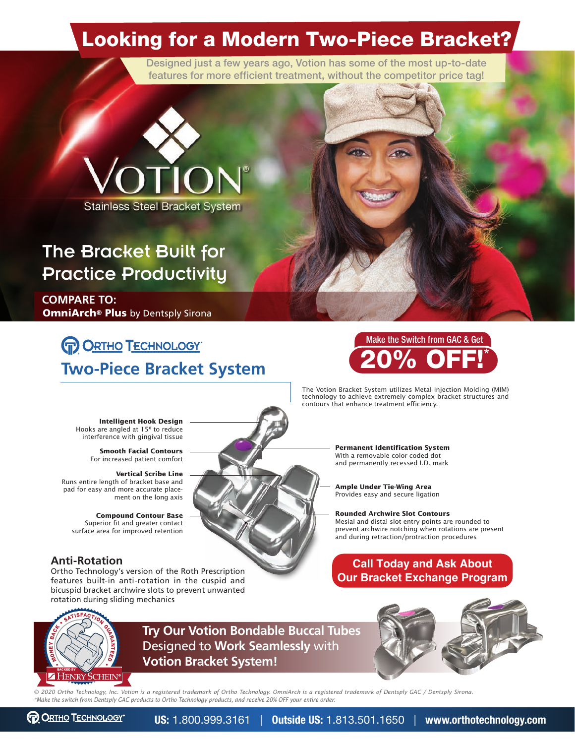# Looking for a Modern Two-Piece Bracket?

Designed just a few years ago, Votion has some of the most up-to-date features for more efficient treatment, without the competitor price tag!

VOTION®

Stainless Steel Bracket System

## The Bracket Built for Practice Productivity

**COMPARE TO:**
**OmniArch® Plus** by Dentsply Sirona

ORTHO TECHNOLOGY®

## Two-Piece Bracket System

Make the Switch from GAC & Get

**20% OFF!***

The Votion Bracket System utilizes Metal Injection Molding (MIM) technology to achieve extremely complex bracket structures and contours that enhance treatment efficiency.

**Intelligent Hook Design**
Hooks are angled at 15º to reduce interference with gingival tissue

**Smooth Facial Contours**
For increased patient comfort

**Vertical Scribe Line**
Runs entire length of bracket base and pad for easy and more accurate placement on the long axis

**Compound Contour Base**
Superior fit and greater contact surface area for improved retention

**Permanent Identification System**
With a removable color coded dot and permanently recessed I.D. mark

**Ample Under Tie-Wing Area**
Provides easy and secure ligation

**Rounded Archwire Slot Contours**
Mesial and distal slot entry points are rounded to prevent archwire notching when rotations are present and during retraction/protraction procedures

### Anti-Rotation

Ortho Technology's version of the Roth Prescription features built-in anti-rotation in the cuspid and bicuspid bracket archwire slots to prevent unwanted rotation during sliding mechanics

**Call Today and Ask About Our Bracket Exchange Program**

SATISFACTION GUARANTEED · MONEY BACK · BACKED BY HENRY SCHEIN®

**Try Our Votion Bondable Buccal Tubes** Designed to **Work Seamlessly** with **Votion Bracket System!**

*© 2020 Ortho Technology, Inc. Votion is a registered trademark of Ortho Technology. OmniArch is a registered trademark of Dentsply GAC / Dentsply Sirona.*
*\*Make the switch from Dentsply GAC products to Ortho Technology products, and receive 20% OFF your entire order.*

ORTHO TECHNOLOGY® **US:** 1.800.999.3161 | **Outside US:** 1.813.501.1650 | **www.orthotechnology.com**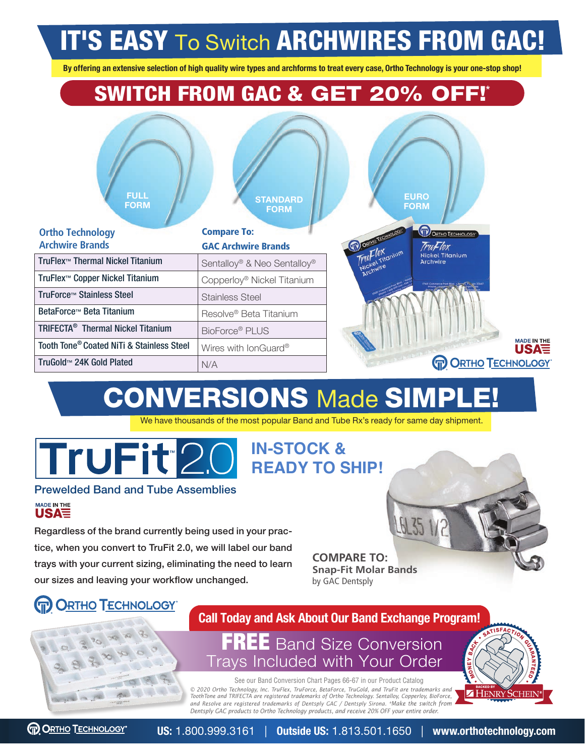# IT'S EASY To Switch ARCHWIRES FROM GAC!

**By offering an extensive selection of high quality wire types and archforms to treat every case, Ortho Technology is your one-stop shop!**

## SWITCH FROM GAC & GET 20% OFF!*

FULL FORM

STANDARD FORM

EURO FORM

| Ortho Technology Archwire Brands | Compare To: GAC Archwire Brands |
|---|---|
| TruFlex™ Thermal Nickel Titanium | Sentalloy® & Neo Sentalloy® |
| TruFlex™ Copper Nickel Titanium | Copperloy® Nickel Titanium |
| TruForce™ Stainless Steel | Stainless Steel |
| BetaForce™ Beta Titanium | Resolve® Beta Titanium |
| TRIFECTA® Thermal Nickel Titanium | BioForce® PLUS |
| Tooth Tone® Coated NiTi & Stainless Steel | Wires with IonGuard® |
| TruGold™ 24K Gold Plated | N/A |

MADE IN THE USA

ORTHO TECHNOLOGY

# CONVERSIONS Made SIMPLE!

We have thousands of the most popular Band and Tube Rx's ready for same day shipment.

## TruFit™ 2.0

### IN-STOCK & READY TO SHIP!

Prewelded Band and Tube Assemblies

MADE IN THE USA

Regardless of the brand currently being used in your practice, when you convert to TruFit 2.0, we will label our band trays with your current sizing, eliminating the need to learn our sizes and leaving your workflow unchanged.

**COMPARE TO:**
**Snap-Fit Molar Bands**
by GAC Dentsply

ORTHO TECHNOLOGY

**Call Today and Ask About Our Band Exchange Program!**

**FREE** Band Size Conversion Trays Included with Your Order

See our Band Conversion Chart Pages 66-67 in our Product Catalog

*© 2020 Ortho Technology, Inc. TruFlex, TruForce, BetaForce, TruGold, and TruFit are trademarks and ToothTone and TRIFECTA are registered trademarks of Ortho Technology. Sentalloy, Copperloy, BioForce, and Resolve are registered trademarks of Dentsply GAC / Dentsply Sirona. *Make the switch from Dentsply GAC products to Ortho Technology products, and receive 20% OFF your entire order.*

MONEY BACK • SATISFACTION GUARANTEED • BACKED BY HENRY SCHEIN®

ORTHO TECHNOLOGY **US:** 1.800.999.3161 | **Outside US:** 1.813.501.1650 | **www.orthotechnology.com**